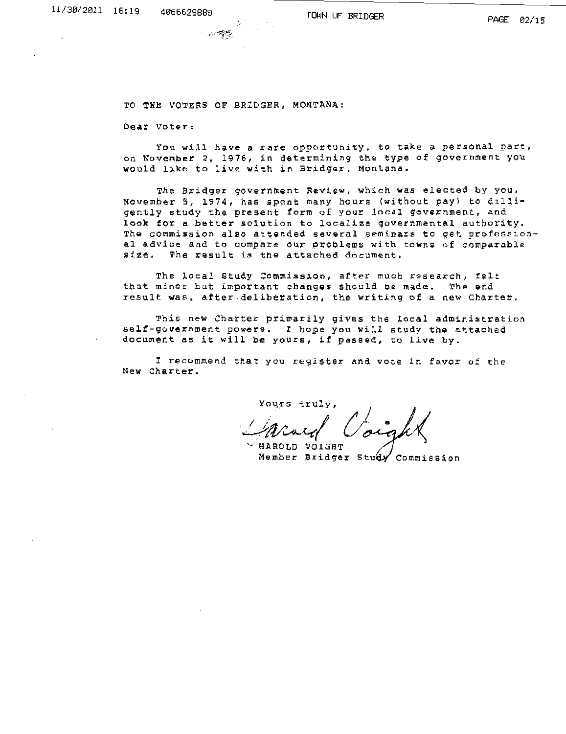TO THE VOTERS OF BRIDGER, MONTANA:

Dear Voter:

You will have a rare opportunity, to take a personal part, on November 2, 1976, in determining the type of government you would like to live with in Bridger, Montana.

The Bridger government Review, which was elected by you, November 5, 1974, has spent many hours (without pay) to dilligently study the present form of your local government, and look for a better solution to localize governmental authority. The commission also attended several seminars to get professional advice and to compare our problems with towns of comparable size. The result is the attached document.

The local Study Commission, after much research, felt that minor but important changes should be made. The end result was, after deliberation, the writing of a new Charter.

This new Charter primarily gives the local administration self-government powers. I hope you will study the attached document as it will be yours, if passed, to live by.

I recommend that you register and vote in favor of the New Charter.

Yours truly,

Harold Voight

HAROLD VOIGHT
Member Bridger Study Commission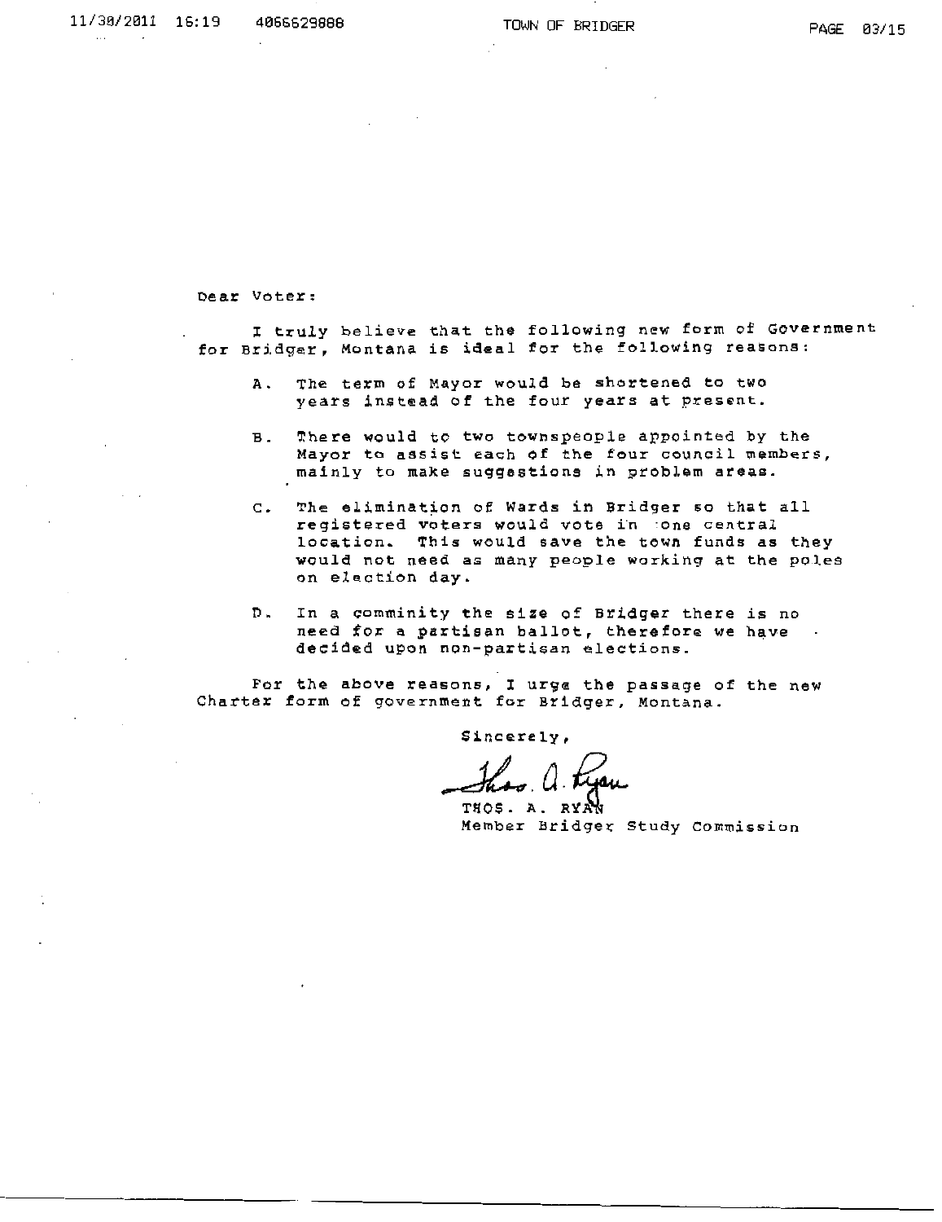Dear Voter:

I truly believe that the following new form of Government for Bridger, Montana is ideal for the following reasons:

A. The term of Mayor would be shortened to two years instead of the four years at present.

B. There would to two townspeople appointed by the Mayor to assist each of the four council members, mainly to make suggestions in problem areas.

C. The elimination of Wards in Bridger so that all registered voters would vote in one central location. This would save the town funds as they would not need as many people working at the poles on election day.

D. In a comminity the size of Bridger there is no need for a partisan ballot, therefore we have decided upon non-partisan elections.

For the above reasons, I urge the passage of the new Charter form of government for Bridger, Montana.

Sincerely,

Thos. A. Ryan

THOS. A. RYAN
Member Bridger Study Commission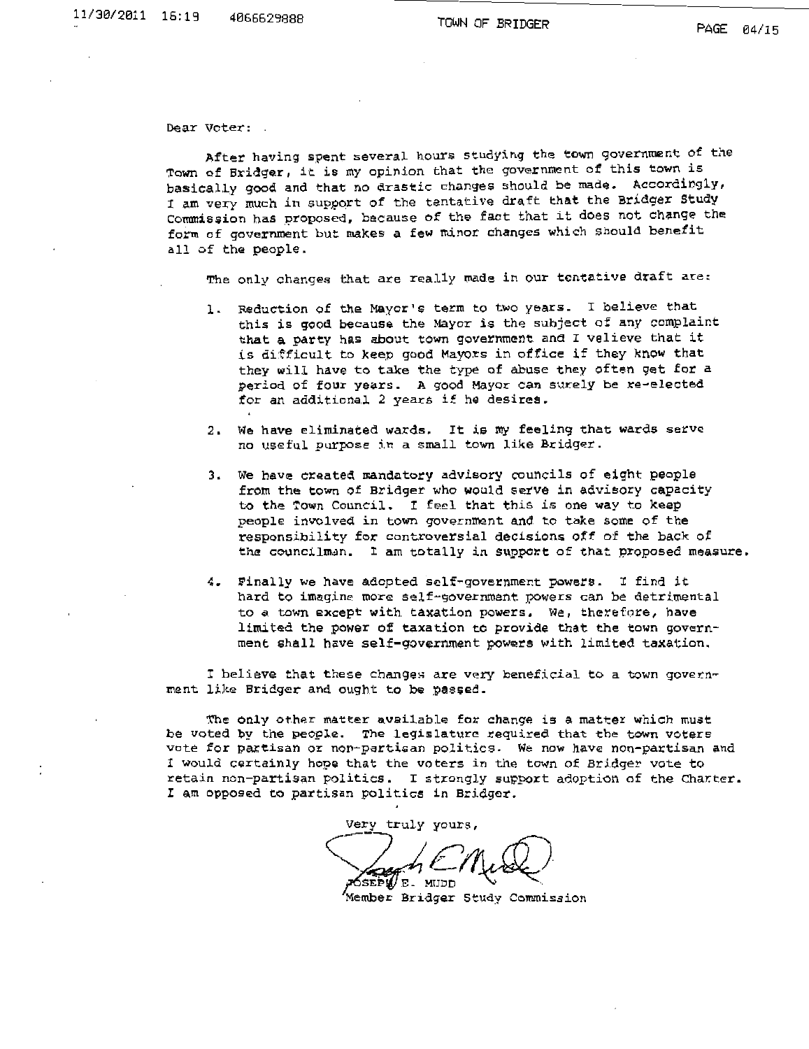Dear Voter:

After having spent several hours studying the town government of the Town of Bridger, it is my opinion that the government of this town is basically good and that no drastic changes should be made. Accordingly, I am very much in support of the tentative draft that the Bridger Study Commission has proposed, because of the fact that it does not change the form of government but makes a few minor changes which should benefit all of the people.

The only changes that are really made in our tentative draft are:

1. Reduction of the Mayor's term to two years. I believe that this is good because the Mayor is the subject of any complaint that a party has about town government and I velieve that it is difficult to keep good Mayors in office if they know that they will have to take the type of abuse they often get for a period of four years. A good Mayor can surely be re-elected for an additional 2 years if he desires.

2. We have eliminated wards. It is my feeling that wards serve no useful purpose in a small town like Bridger.

3. We have created mandatory advisory councils of eight people from the town of Bridger who would serve in advisory capacity to the Town Council. I feel that this is one way to keep people involved in town government and to take some of the responsibility for controversial decisions off of the back of the councilman. I am totally in support of that proposed measure.

4. Finally we have adopted self-government powers. I find it hard to imagine more self-government powers can be detrimental to a town except with taxation powers. We, therefore, have limited the power of taxation to provide that the town government shall have self-government powers with limited taxation.

I believe that these changes are very beneficial to a town government like Bridger and ought to be passed.

The only other matter available for change is a matter which must be voted by the people. The legislature required that the town voters vote for partisan or non-partisan politics. We now have non-partisan and I would certainly hope that the voters in the town of Bridger vote to retain non-partisan politics. I strongly support adoption of the Charter. I am opposed to partisan politics in Bridger.

Very truly yours,

JOSEPH E. MUDD
Member Bridger Study Commission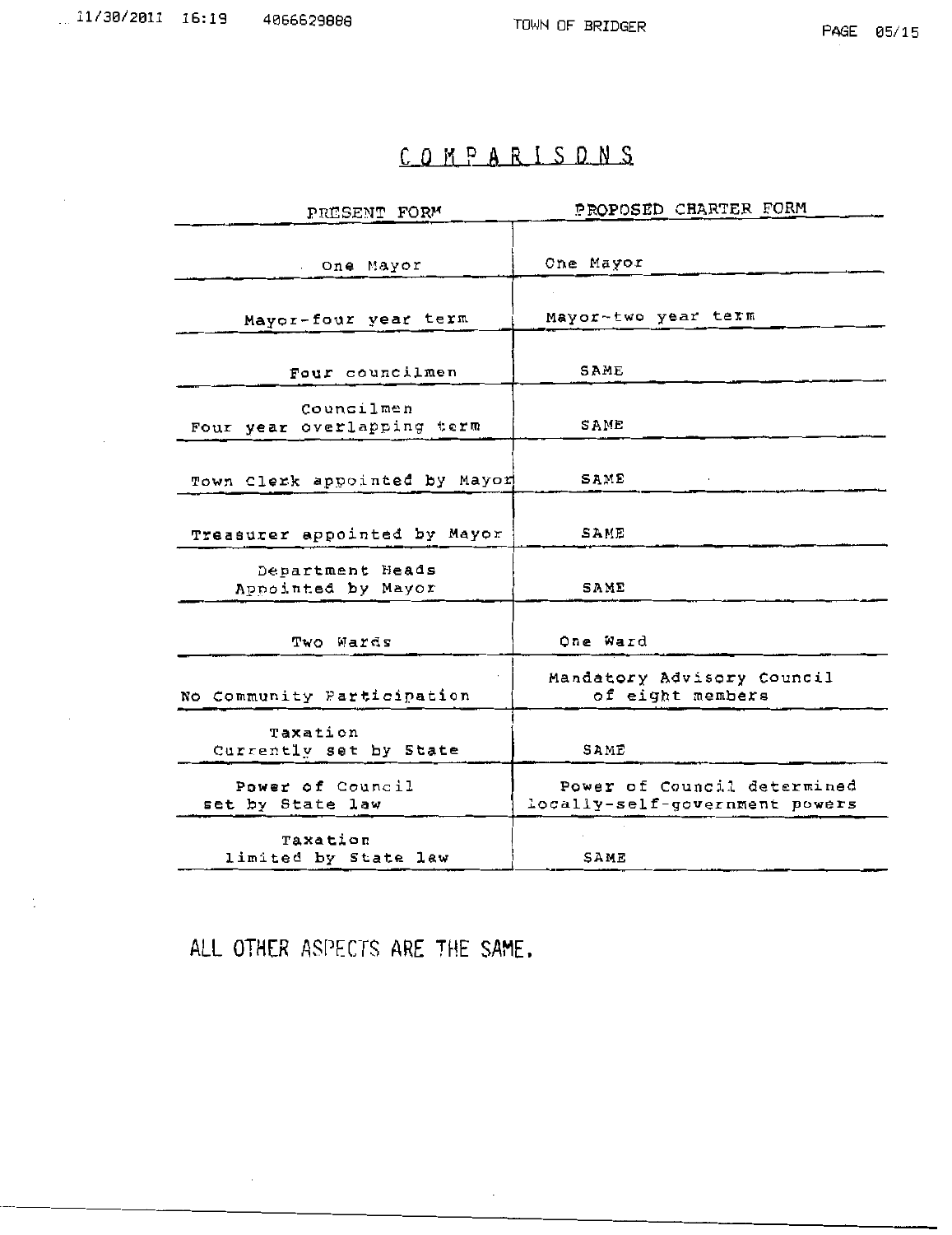# COMPARISONS

| PRESENT FORM | PROPOSED CHARTER FORM |
|---|---|
| One Mayor | One Mayor |
| Mayor-four year term | Mayor-two year term |
| Four councilmen | SAME |
| Councilmen Four year overlapping term | SAME |
| Town Clerk appointed by Mayor | SAME |
| Treasurer appointed by Mayor | SAME |
| Department Heads Appointed by Mayor | SAME |
| Two Wards | One Ward |
| No Community Participation | Mandatory Advisory Council of eight members |
| Taxation Currently set by State | SAME |
| Power of Council set by State law | Power of Council determined locally-self-government powers |
| Taxation limited by State law | SAME |

ALL OTHER ASPECTS ARE THE SAME.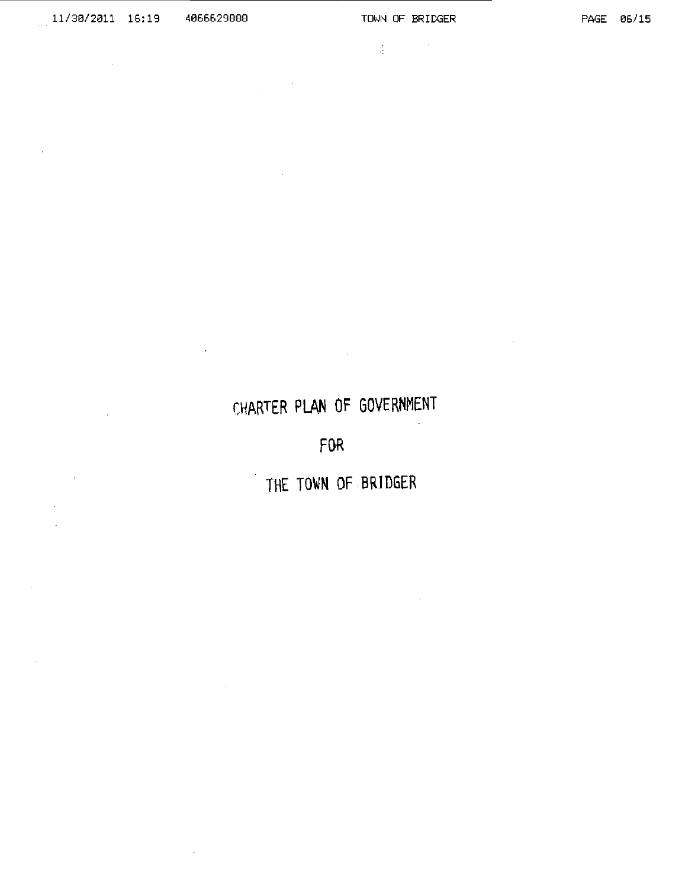# CHARTER PLAN OF GOVERNMENT

# FOR

# THE TOWN OF BRIDGER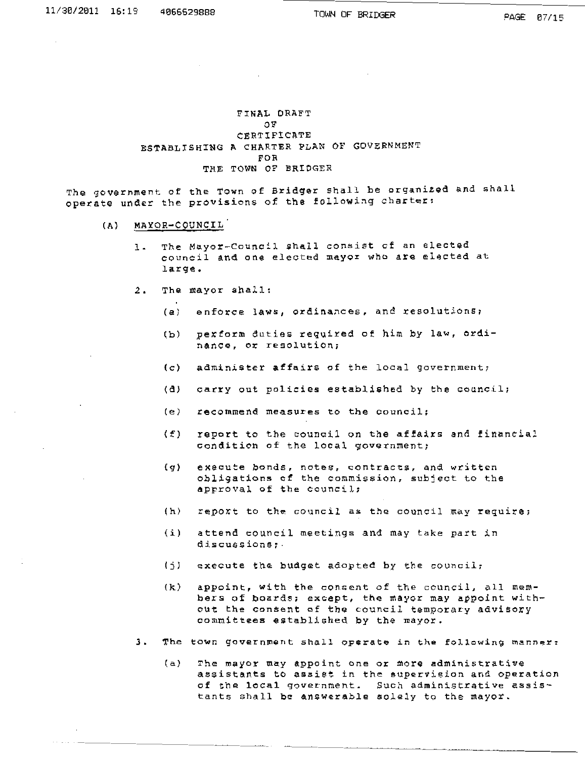# FINAL DRAFT OF CERTIFICATE ESTABLISHING A CHARTER PLAN OF GOVERNMENT FOR THE TOWN OF BRIDGER

The government of the Town of Bridger shall be organized and shall operate under the provisions of the following charter:

(A) <u>MAYOR-COUNCIL</u>

1. The Mayor-Council shall consist of an elected council and one elected mayor who are elected at large.

2. The mayor shall:

   (a) enforce laws, ordinances, and resolutions;

   (b) perform duties required of him by law, ordinance, or resolution;

   (c) administer affairs of the local government;

   (d) carry out policies established by the council;

   (e) recommend measures to the council;

   (f) report to the council on the affairs and financial condition of the local government;

   (g) execute bonds, notes, contracts, and written obligations of the commission, subject to the approval of the council;

   (h) report to the council as the council may require;

   (i) attend council meetings and may take part in discussions;

   (j) execute the budget adopted by the council;

   (k) appoint, with the consent of the council, all members of boards; except, the mayor may appoint without the consent of the council temporary advisory committees established by the mayor.

3. The town government shall operate in the following manner:

   (a) The mayor may appoint one or more administrative assistants to assist in the supervision and operation of the local government. Such administrative assistants shall be answerable solely to the mayor.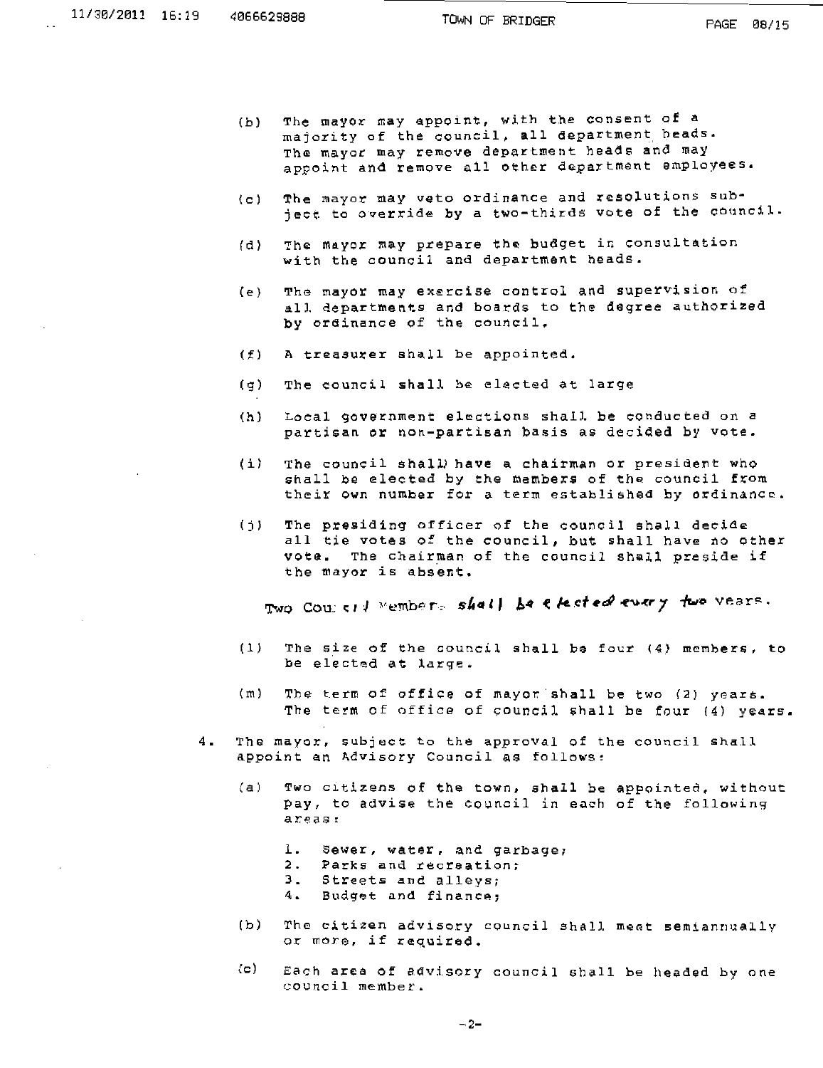(b) The mayor may appoint, with the consent of a majority of the council, all department heads. The mayor may remove department heads and may appoint and remove all other department employees.

(c) The mayor may veto ordinance and resolutions subject to override by a two-thirds vote of the council.

(d) The mayor may prepare the budget in consultation with the council and department heads.

(e) The mayor may exercise control and supervision of all departments and boards to the degree authorized by ordinance of the council.

(f) A treasurer shall be appointed.

(g) The council shall be elected at large

(h) Local government elections shall be conducted on a partisan or non-partisan basis as decided by vote.

(i) The council shall have a chairman or president who shall be elected by the members of the council from their own number for a term established by ordinance.

(j) The presiding officer of the council shall decide all tie votes of the council, but shall have no other vote. The chairman of the council shall preside if the mayor is absent.

Two Council Members shall be elected every two years.

(l) The size of the council shall be four (4) members, to be elected at large.

(m) The term of office of mayor shall be two (2) years. The term of office of council shall be four (4) years.

4. The mayor, subject to the approval of the council shall appoint an Advisory Council as follows:

   (a) Two citizens of the town, shall be appointed, without pay, to advise the council in each of the following areas:

      1. Sewer, water, and garbage;
      2. Parks and recreation;
      3. Streets and alleys;
      4. Budget and finance;

   (b) The citizen advisory council shall meet semiannually or more, if required.

   (c) Each area of advisory council shall be headed by one council member.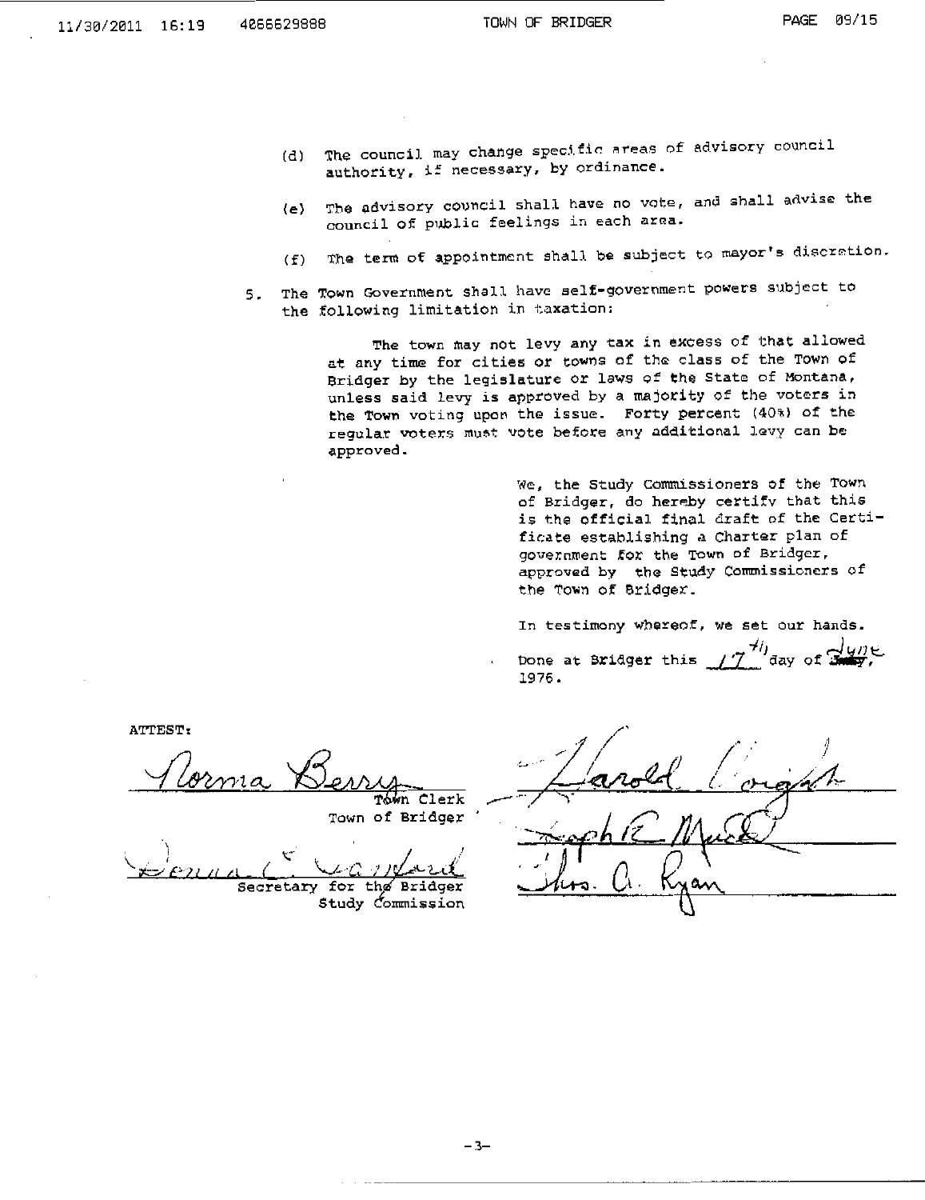(d) The council may change specific areas of advisory council authority, if necessary, by ordinance.

(e) The advisory council shall have no vote, and shall advise the council of public feelings in each area.

(f) The term of appointment shall be subject to mayor's discretion.

5. The Town Government shall have self-government powers subject to the following limitation in taxation:

   The town may not levy any tax in excess of that allowed at any time for cities or towns of the class of the Town of Bridger by the legislature or laws of the State of Montana, unless said levy is approved by a majority of the voters in the Town voting upon the issue. Forty percent (40%) of the regular voters must vote before any additional levy can be approved.

We, the Study Commissioners of the Town of Bridger, do hereby certify that this is the official final draft of the Certificate establishing a Charter plan of government for the Town of Bridger, approved by the Study Commissioners of the Town of Bridger.

In testimony whereof, we set our hands.

Done at Bridger this 17th day of June, 1976.

ATTEST:

Norma Berry
Town Clerk
Town of Bridger

Donna C. Woodard
Secretary for the Bridger Study Commission

Harold Wright

Joseph R. Mack

Thos. A. Ryan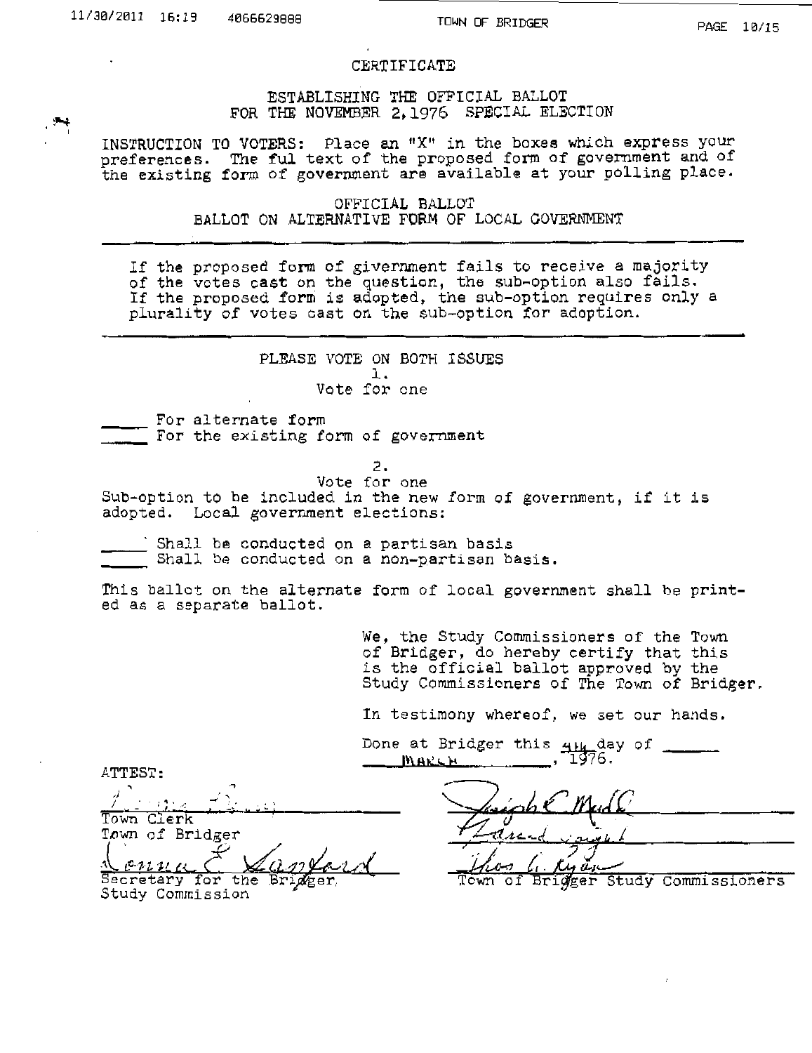# CERTIFICATE

## ESTABLISHING THE OFFICIAL BALLOT FOR THE NOVEMBER 2, 1976 SPECIAL ELECTION

INSTRUCTION TO VOTERS: Place an "X" in the boxes which express your preferences. The ful text of the proposed form of government and of the existing form of government are available at your polling place.

## OFFICIAL BALLOT
## BALLOT ON ALTERNATIVE FORM OF LOCAL GOVERNMENT

---

If the proposed form of givernment fails to receive a majority of the votes cast on the question, the sub-option also fails. If the proposed form is adopted, the sub-option requires only a plurality of votes cast on the sub-option for adoption.

---

PLEASE VOTE ON BOTH ISSUES

1.

Vote for one

_____ For alternate form
_____ For the existing form of government

2.

Vote for one

Sub-option to be included in the new form of government, if it is adopted. Local government elections:

_____ Shall be conducted on a partisan basis
_____ Shall be conducted on a non-partisan basis.

This ballot on the alternate form of local government shall be printed as a separate ballot.

We, the Study Commissioners of the Town of Bridger, do hereby certify that this is the official ballot approved by the Study Commissioners of The Town of Bridger.

In testimony whereof, we set our hands.

Done at Bridger this 4th day of March, 1976.

ATTEST:

_[signature]_
Town Clerk
Town of Bridger

_Donna E. Sanford_
Secretary for the Bridger Study Commission

_Joseph E. Mudd_
_[signature]_
_Thos G. Ryan_
Town of Bridger Study Commissioners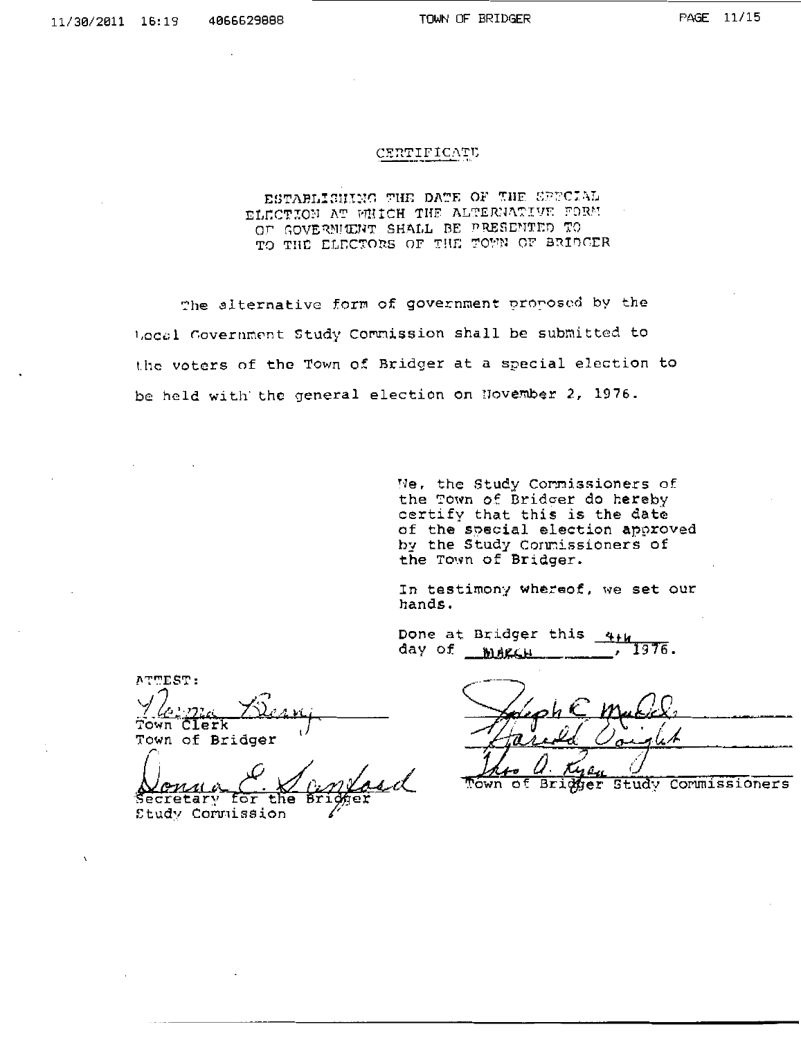# CERTIFICATE

ESTABLISHING THE DATE OF THE SPECIAL ELECTION AT WHICH THE ALTERNATIVE FORM OF GOVERNMENT SHALL BE PRESENTED TO TO THE ELECTORS OF THE TOWN OF BRIDGER

The alternative form of government proposed by the Local Government Study Commission shall be submitted to the voters of the Town of Bridger at a special election to be held with the general election on November 2, 1976.

We, the Study Commissioners of the Town of Bridger do hereby certify that this is the date of the special election approved by the Study Commissioners of the Town of Bridger.

In testimony whereof, we set our hands.

Done at Bridger this 4th day of MARCH, 1976.

ATTEST:

Norma Berry
Town Clerk
Town of Bridger

Donna E. Sanford
Secretary for the Bridger Study Commission

Joseph C. Mullis
Harold Voight
Theo A. Ryan
Town of Bridger Study Commissioners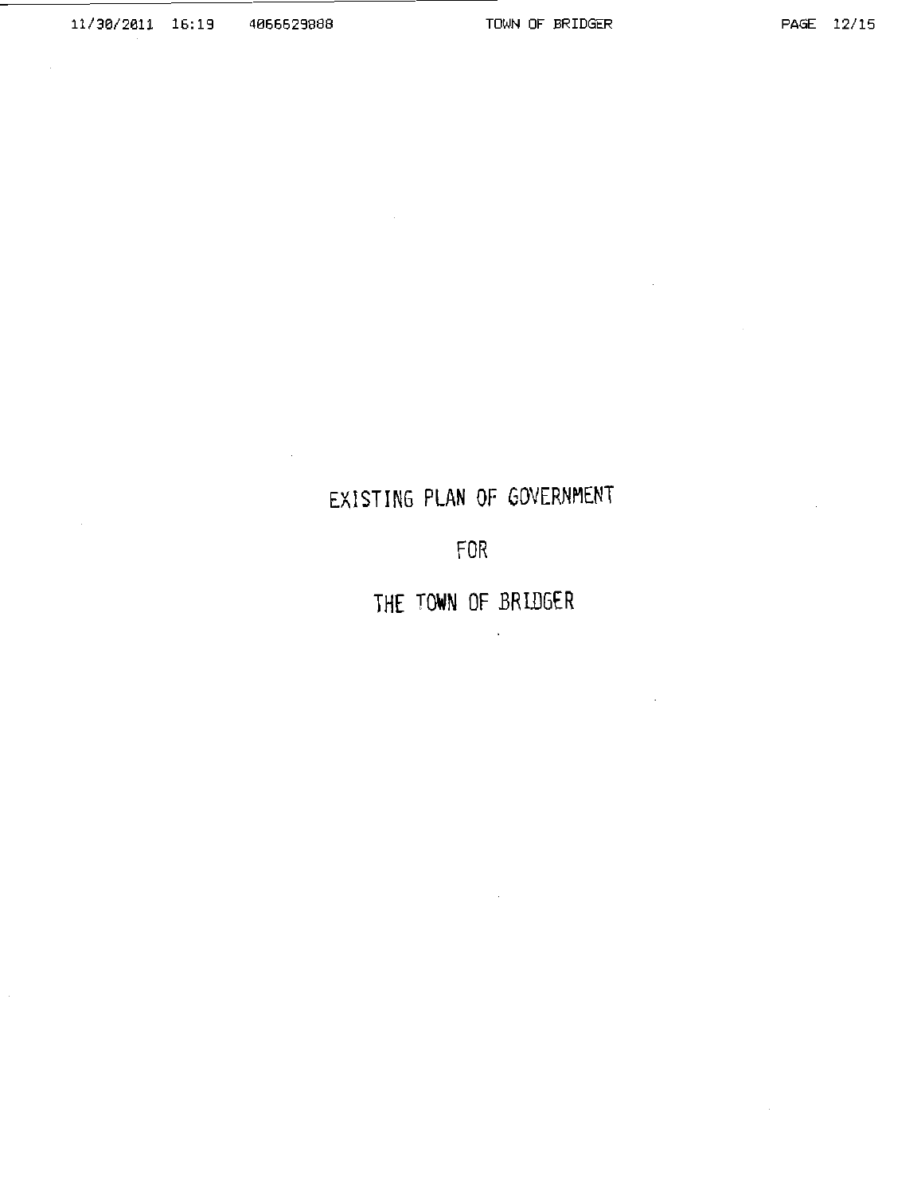# EXISTING PLAN OF GOVERNMENT

# FOR

# THE TOWN OF BRIDGER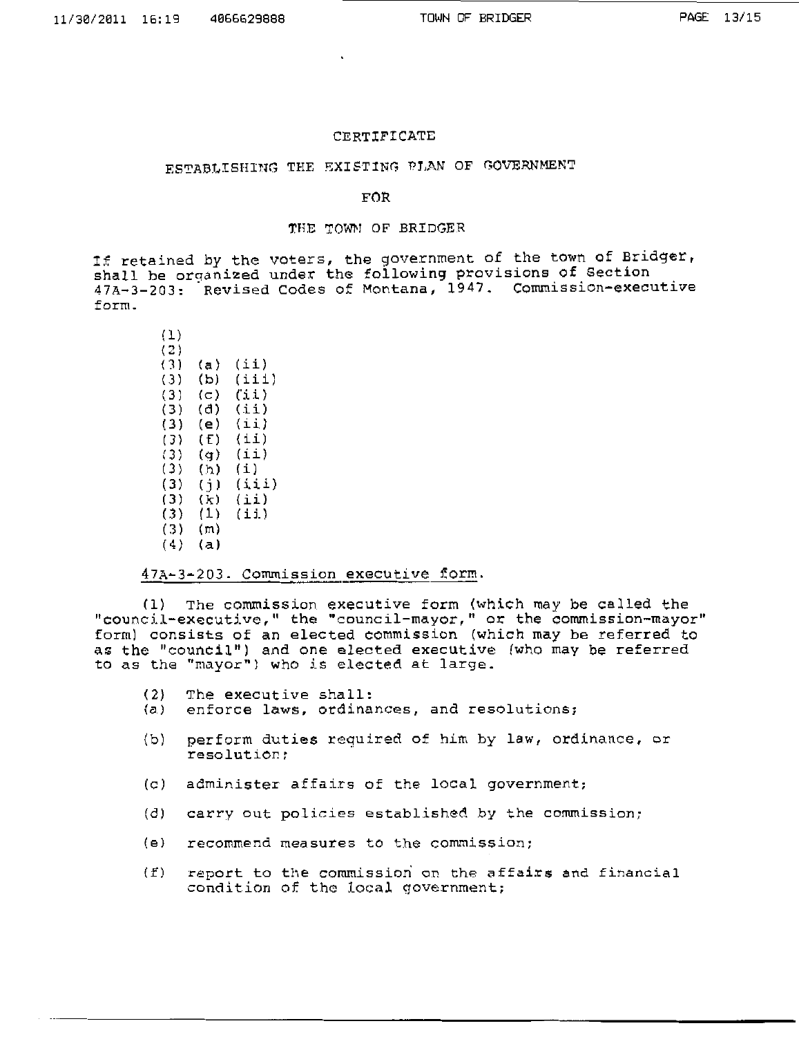CERTIFICATE

ESTABLISHING THE EXISTING PLAN OF GOVERNMENT

FOR

THE TOWN OF BRIDGER

If retained by the voters, the government of the town of Bridger, shall be organized under the following provisions of Section 47A-3-203: Revised Codes of Montana, 1947. Commission-executive form.

(1)
(2)
(3) (a) (ii)
(3) (b) (iii)
(3) (c) (ii)
(3) (d) (ii)
(3) (e) (ii)
(3) (f) (ii)
(3) (g) (ii)
(3) (h) (i)
(3) (j) (iii)
(3) (k) (ii)
(3) (l) (ii)
(3) (m)
(4) (a)

47A-3-203. Commission executive form.

(1) The commission executive form (which may be called the "council-executive," the "council-mayor," or the commission-mayor" form) consists of an elected commission (which may be referred to as the "council") and one elected executive (who may be referred to as the "mayor") who is elected at large.

(2) The executive shall:

(a) enforce laws, ordinances, and resolutions;

(b) perform duties required of him by law, ordinance, or resolution;

(c) administer affairs of the local government;

(d) carry out policies established by the commission;

(e) recommend measures to the commission;

(f) report to the commission on the affairs and financial condition of the local government;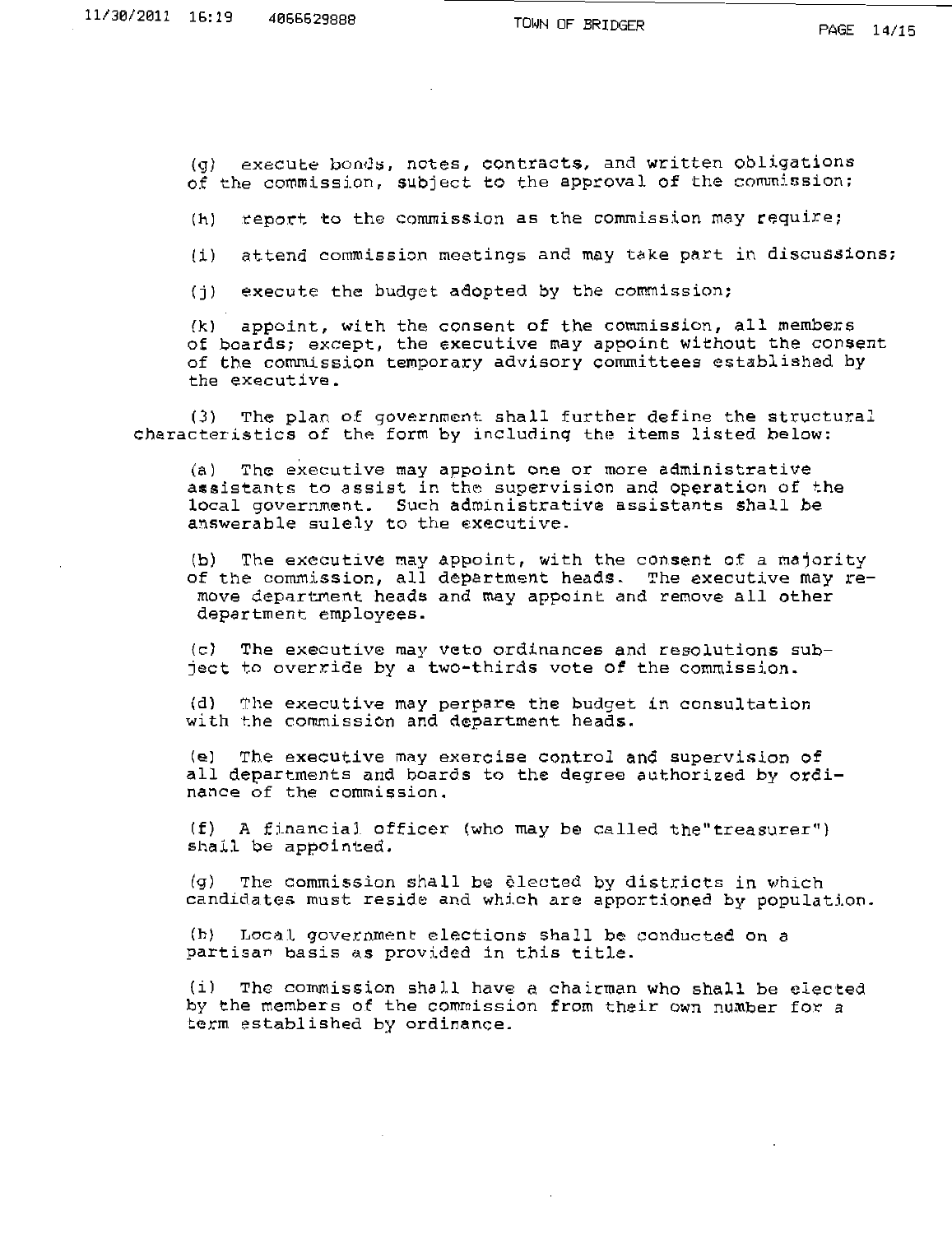(g) execute bonds, notes, contracts, and written obligations of the commission, subject to the approval of the commission;

(h) report to the commission as the commission may require;

(i) attend commission meetings and may take part in discussions;

(j) execute the budget adopted by the commission;

(k) appoint, with the consent of the commission, all members of boards; except, the executive may appoint without the consent of the commission temporary advisory committees established by the executive.

(3) The plan of government shall further define the structural characteristics of the form by including the items listed below:

(a) The executive may appoint one or more administrative assistants to assist in the supervision and operation of the local government. Such administrative assistants shall be answerable sulely to the executive.

(b) The executive may appoint, with the consent of a majority of the commission, all department heads. The executive may remove department heads and may appoint and remove all other department employees.

(c) The executive may veto ordinances and resolutions subject to override by a two-thirds vote of the commission.

(d) The executive may perpare the budget in consultation with the commission and department heads.

(e) The executive may exercise control and supervision of all departments and boards to the degree authorized by ordinance of the commission.

(f) A financial officer (who may be called the"treasurer") shall be appointed.

(g) The commission shall be elected by districts in which candidates must reside and which are apportioned by population.

(h) Local government elections shall be conducted on a partisan basis as provided in this title.

(i) The commission shall have a chairman who shall be elected by the members of the commission from their own number for a term established by ordinance.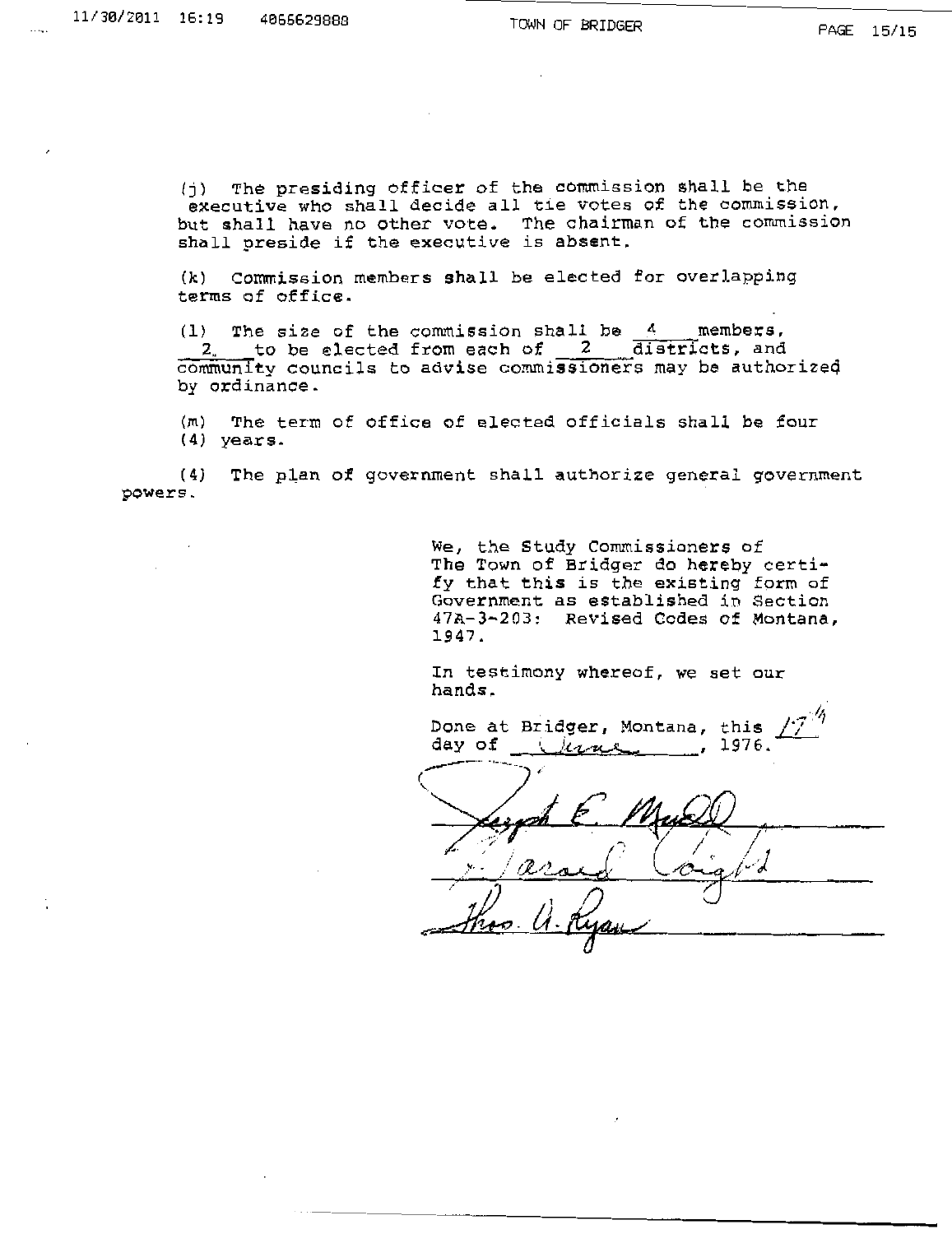(j) The presiding officer of the commission shall be the executive who shall decide all tie votes of the commission, but shall have no other vote. The chairman of the commission shall preside if the executive is absent.

(k) Commission members shall be elected for overlapping terms of office.

(l) The size of the commission shall be 4 members, 2 to be elected from each of 2 districts, and community councils to advise commissioners may be authorized by ordinance.

(m) The term of office of elected officials shall be four (4) years.

(4) The plan of government shall authorize general government powers.

We, the Study Commissioners of The Town of Bridger do hereby certify that this is the existing form of Government as established in Section 47A-3-203: Revised Codes of Montana, 1947.

In testimony whereof, we set our hands.

Done at Bridger, Montana, this 17th day of June, 1976.

Joseph E. Mudd

Harold Voight

Thos. A. Ryan